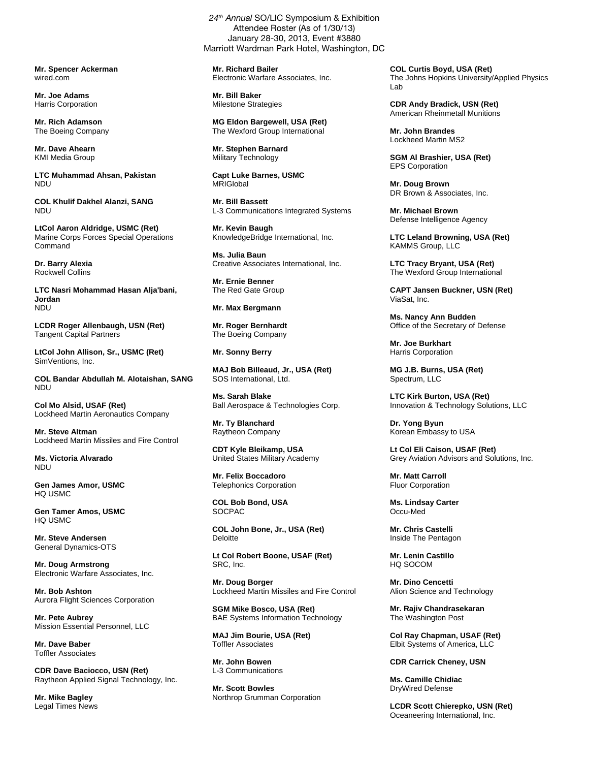*24th Annual* SO/LIC Symposium & Exhibition
Attendee Roster (As of 1/30/13)
January 28-30, 2013, Event #3880
Marriott Wardman Park Hotel, Washington, DC

**Mr. Spencer Ackerman**
wired.com

**Mr. Joe Adams**
Harris Corporation

**Mr. Rich Adamson**
The Boeing Company

**Mr. Dave Ahearn**
KMI Media Group

**LTC Muhammad Ahsan, Pakistan**
NDU

**COL Khulif Dakhel Alanzi, SANG**
NDU

**LtCol Aaron Aldridge, USMC (Ret)**
Marine Corps Forces Special Operations Command

**Dr. Barry Alexia**
Rockwell Collins

**LTC Nasri Mohammad Hasan Alja'bani, Jordan**
NDU

**LCDR Roger Allenbaugh, USN (Ret)**
Tangent Capital Partners

**LtCol John Allison, Sr., USMC (Ret)**
SimVentions, Inc.

**COL Bandar Abdullah M. Alotaishan, SANG**
NDU

**Col Mo Alsid, USAF (Ret)**
Lockheed Martin Aeronautics Company

**Mr. Steve Altman**
Lockheed Martin Missiles and Fire Control

**Ms. Victoria Alvarado**
NDU

**Gen James Amor, USMC**
HQ USMC

**Gen Tamer Amos, USMC**
HQ USMC

**Mr. Steve Andersen**
General Dynamics-OTS

**Mr. Doug Armstrong**
Electronic Warfare Associates, Inc.

**Mr. Bob Ashton**
Aurora Flight Sciences Corporation

**Mr. Pete Aubrey**
Mission Essential Personnel, LLC

**Mr. Dave Baber**
Toffler Associates

**CDR Dave Baciocco, USN (Ret)**
Raytheon Applied Signal Technology, Inc.

**Mr. Mike Bagley**
Legal Times News

**Mr. Richard Bailer**
Electronic Warfare Associates, Inc.

**Mr. Bill Baker**
Milestone Strategies

**MG Eldon Bargewell, USA (Ret)**
The Wexford Group International

**Mr. Stephen Barnard**
Military Technology

**Capt Luke Barnes, USMC**
MRIGlobal

**Mr. Bill Bassett**
L-3 Communications Integrated Systems

**Mr. Kevin Baugh**
KnowledgeBridge International, Inc.

**Ms. Julia Baun**
Creative Associates International, Inc.

**Mr. Ernie Benner**
The Red Gate Group

**Mr. Max Bergmann**

**Mr. Roger Bernhardt**
The Boeing Company

**Mr. Sonny Berry**

**MAJ Bob Billeaud, Jr., USA (Ret)**
SOS International, Ltd.

**Ms. Sarah Blake**
Ball Aerospace & Technologies Corp.

**Mr. Ty Blanchard**
Raytheon Company

**CDT Kyle Bleikamp, USA**
United States Military Academy

**Mr. Felix Boccadoro**
Telephonics Corporation

**COL Bob Bond, USA**
SOCPAC

**COL John Bone, Jr., USA (Ret)**
Deloitte

**Lt Col Robert Boone, USAF (Ret)**
SRC, Inc.

**Mr. Doug Borger**
Lockheed Martin Missiles and Fire Control

**SGM Mike Bosco, USA (Ret)**
BAE Systems Information Technology

**MAJ Jim Bourie, USA (Ret)**
Toffler Associates

**Mr. John Bowen**
L-3 Communications

**Mr. Scott Bowles**
Northrop Grumman Corporation

**COL Curtis Boyd, USA (Ret)**
The Johns Hopkins University/Applied Physics Lab

**CDR Andy Bradick, USN (Ret)**
American Rheinmetall Munitions

**Mr. John Brandes**
Lockheed Martin MS2

**SGM Al Brashier, USA (Ret)**
EPS Corporation

**Mr. Doug Brown**
DR Brown & Associates, Inc.

**Mr. Michael Brown**
Defense Intelligence Agency

**LTC Leland Browning, USA (Ret)**
KAMMS Group, LLC

**LTC Tracy Bryant, USA (Ret)**
The Wexford Group International

**CAPT Jansen Buckner, USN (Ret)**
ViaSat, Inc.

**Ms. Nancy Ann Budden**
Office of the Secretary of Defense

**Mr. Joe Burkhart**
Harris Corporation

**MG J.B. Burns, USA (Ret)**
Spectrum, LLC

**LTC Kirk Burton, USA (Ret)**
Innovation & Technology Solutions, LLC

**Dr. Yong Byun**
Korean Embassy to USA

**Lt Col Eli Caison, USAF (Ret)**
Grey Aviation Advisors and Solutions, Inc.

**Mr. Matt Carroll**
Fluor Corporation

**Ms. Lindsay Carter**
Occu-Med

**Mr. Chris Castelli**
Inside The Pentagon

**Mr. Lenin Castillo**
HQ SOCOM

**Mr. Dino Cencetti**
Alion Science and Technology

**Mr. Rajiv Chandrasekaran**
The Washington Post

**Col Ray Chapman, USAF (Ret)**
Elbit Systems of America, LLC

**CDR Carrick Cheney, USN**

**Ms. Camille Chidiac**
DryWired Defense

**LCDR Scott Chierepko, USN (Ret)**
Oceaneering International, Inc.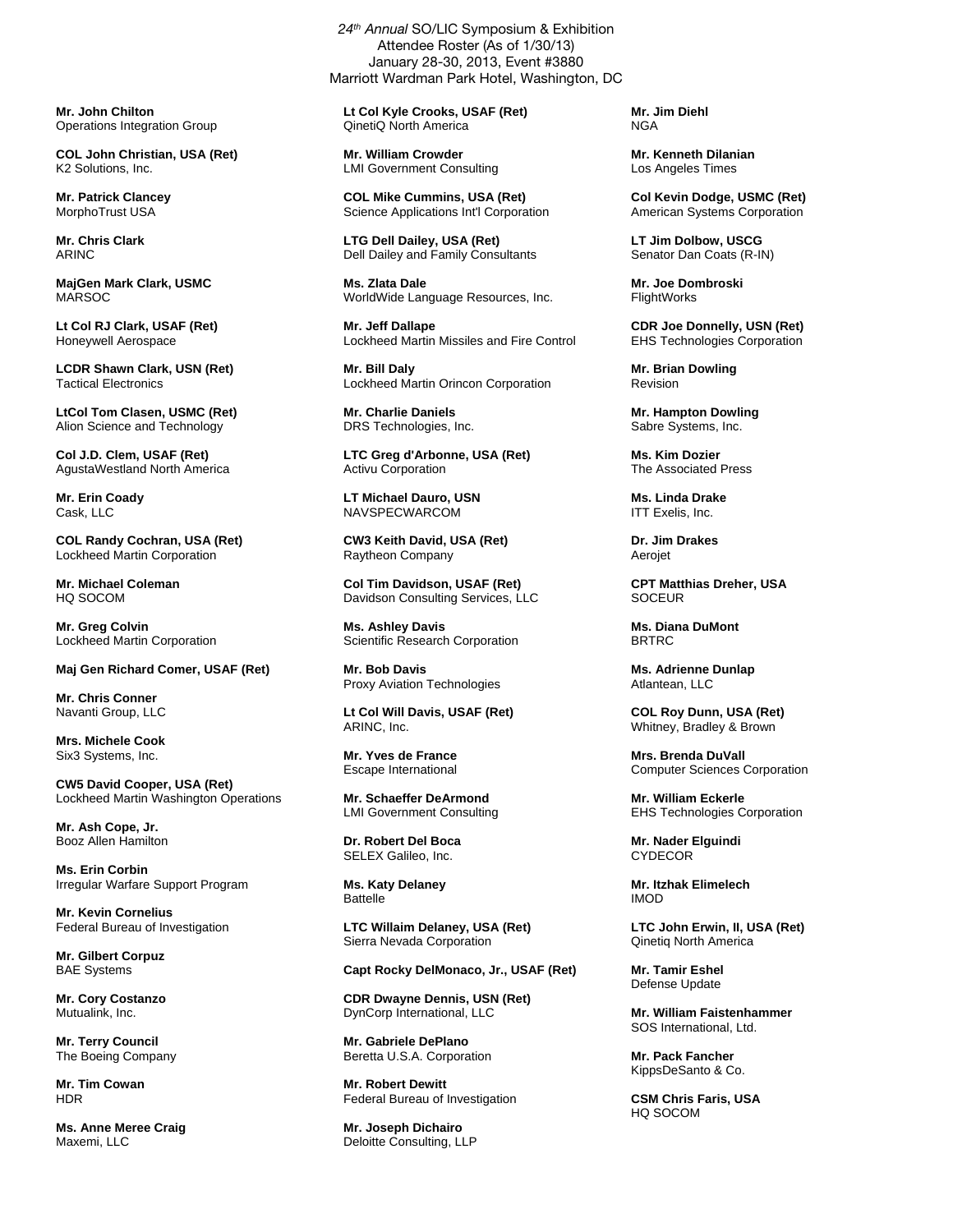*24th Annual* SO/LIC Symposium & Exhibition
Attendee Roster (As of 1/30/13)
January 28-30, 2013, Event #3880
Marriott Wardman Park Hotel, Washington, DC

**Mr. John Chilton**
Operations Integration Group

**COL John Christian, USA (Ret)**
K2 Solutions, Inc.

**Mr. Patrick Clancey**
MorphoTrust USA

**Mr. Chris Clark**
ARINC

**MajGen Mark Clark, USMC**
MARSOC

**Lt Col RJ Clark, USAF (Ret)**
Honeywell Aerospace

**LCDR Shawn Clark, USN (Ret)**
Tactical Electronics

**LtCol Tom Clasen, USMC (Ret)**
Alion Science and Technology

**Col J.D. Clem, USAF (Ret)**
AgustaWestland North America

**Mr. Erin Coady**
Cask, LLC

**COL Randy Cochran, USA (Ret)**
Lockheed Martin Corporation

**Mr. Michael Coleman**
HQ SOCOM

**Mr. Greg Colvin**
Lockheed Martin Corporation

**Maj Gen Richard Comer, USAF (Ret)**

**Mr. Chris Conner**
Navanti Group, LLC

**Mrs. Michele Cook**
Six3 Systems, Inc.

**CW5 David Cooper, USA (Ret)**
Lockheed Martin Washington Operations

**Mr. Ash Cope, Jr.**
Booz Allen Hamilton

**Ms. Erin Corbin**
Irregular Warfare Support Program

**Mr. Kevin Cornelius**
Federal Bureau of Investigation

**Mr. Gilbert Corpuz**
BAE Systems

**Mr. Cory Costanzo**
Mutualink, Inc.

**Mr. Terry Council**
The Boeing Company

**Mr. Tim Cowan**
HDR

**Ms. Anne Meree Craig**
Maxemi, LLC

**Lt Col Kyle Crooks, USAF (Ret)**
QinetiQ North America

**Mr. William Crowder**
LMI Government Consulting

**COL Mike Cummins, USA (Ret)**
Science Applications Int'l Corporation

**LTG Dell Dailey, USA (Ret)**
Dell Dailey and Family Consultants

**Ms. Zlata Dale**
WorldWide Language Resources, Inc.

**Mr. Jeff Dallape**
Lockheed Martin Missiles and Fire Control

**Mr. Bill Daly**
Lockheed Martin Orincon Corporation

**Mr. Charlie Daniels**
DRS Technologies, Inc.

**LTC Greg d'Arbonne, USA (Ret)**
Activu Corporation

**LT Michael Dauro, USN**
NAVSPECWARCOM

**CW3 Keith David, USA (Ret)**
Raytheon Company

**Col Tim Davidson, USAF (Ret)**
Davidson Consulting Services, LLC

**Ms. Ashley Davis**
Scientific Research Corporation

**Mr. Bob Davis**
Proxy Aviation Technologies

**Lt Col Will Davis, USAF (Ret)**
ARINC, Inc.

**Mr. Yves de France**
Escape International

**Mr. Schaeffer DeArmond**
LMI Government Consulting

**Dr. Robert Del Boca**
SELEX Galileo, Inc.

**Ms. Katy Delaney**
Battelle

**LTC Willaim Delaney, USA (Ret)**
Sierra Nevada Corporation

**Capt Rocky DelMonaco, Jr., USAF (Ret)**

**CDR Dwayne Dennis, USN (Ret)**
DynCorp International, LLC

**Mr. Gabriele DePlano**
Beretta U.S.A. Corporation

**Mr. Robert Dewitt**
Federal Bureau of Investigation

**Mr. Joseph Dichairo**
Deloitte Consulting, LLP

**Mr. Jim Diehl**
NGA

**Mr. Kenneth Dilanian**
Los Angeles Times

**Col Kevin Dodge, USMC (Ret)**
American Systems Corporation

**LT Jim Dolbow, USCG**
Senator Dan Coats (R-IN)

**Mr. Joe Dombroski**
FlightWorks

**CDR Joe Donnelly, USN (Ret)**
EHS Technologies Corporation

**Mr. Brian Dowling**
Revision

**Mr. Hampton Dowling**
Sabre Systems, Inc.

**Ms. Kim Dozier**
The Associated Press

**Ms. Linda Drake**
ITT Exelis, Inc.

**Dr. Jim Drakes**
Aerojet

**CPT Matthias Dreher, USA**
SOCEUR

**Ms. Diana DuMont**
BRTRC

**Ms. Adrienne Dunlap**
Atlantean, LLC

**COL Roy Dunn, USA (Ret)**
Whitney, Bradley & Brown

**Mrs. Brenda DuVall**
Computer Sciences Corporation

**Mr. William Eckerle**
EHS Technologies Corporation

**Mr. Nader Elguindi**
CYDECOR

**Mr. Itzhak Elimelech**
IMOD

**LTC John Erwin, II, USA (Ret)**
Qinetiq North America

**Mr. Tamir Eshel**
Defense Update

**Mr. William Faistenhammer**
SOS International, Ltd.

**Mr. Pack Fancher**
KippsDeSanto & Co.

**CSM Chris Faris, USA**
HQ SOCOM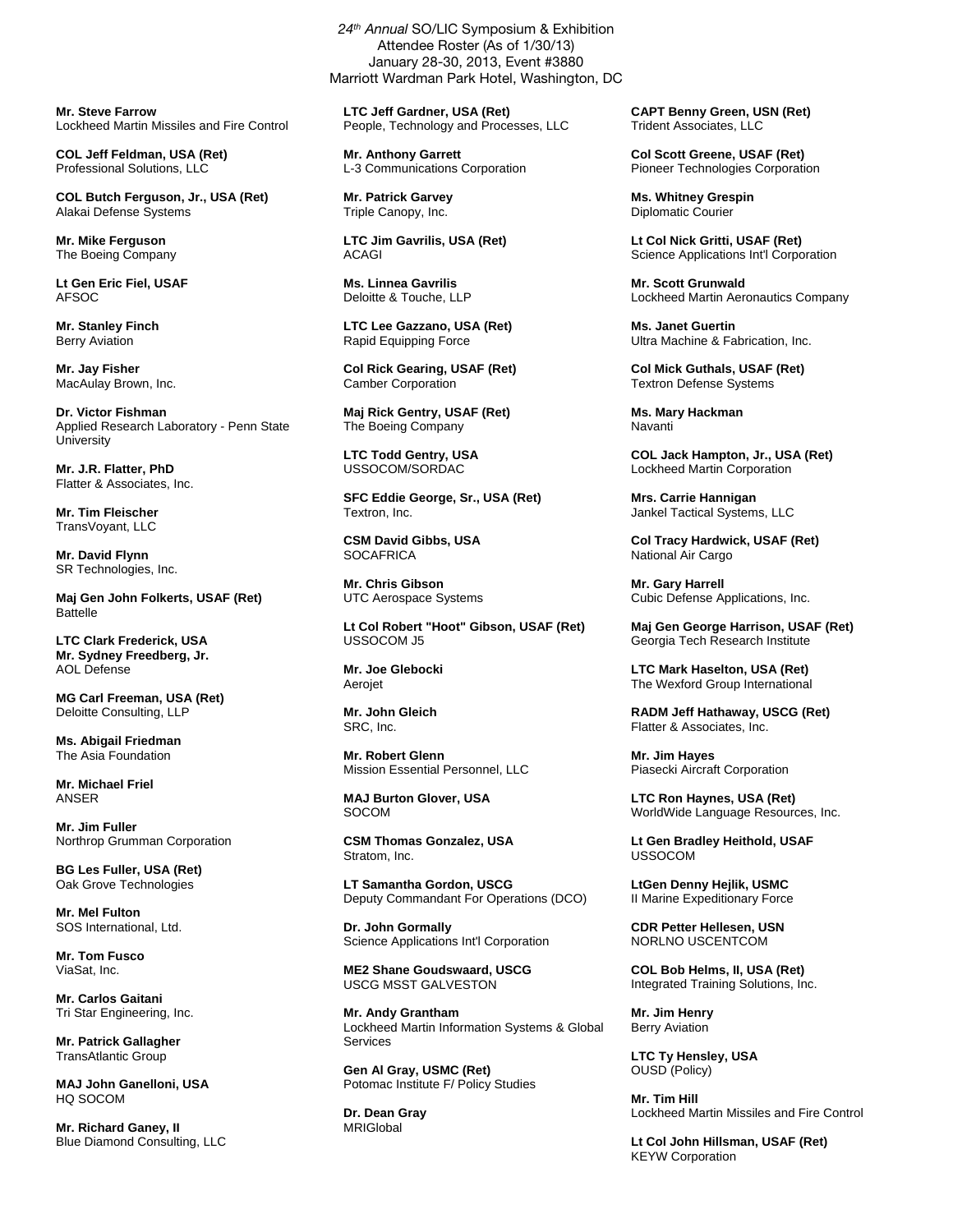*24th Annual* SO/LIC Symposium & Exhibition
Attendee Roster (As of 1/30/13)
January 28-30, 2013, Event #3880
Marriott Wardman Park Hotel, Washington, DC

**Mr. Steve Farrow**
Lockheed Martin Missiles and Fire Control

**COL Jeff Feldman, USA (Ret)**
Professional Solutions, LLC

**COL Butch Ferguson, Jr., USA (Ret)**
Alakai Defense Systems

**Mr. Mike Ferguson**
The Boeing Company

**Lt Gen Eric Fiel, USAF**
AFSOC

**Mr. Stanley Finch**
Berry Aviation

**Mr. Jay Fisher**
MacAulay Brown, Inc.

**Dr. Victor Fishman**
Applied Research Laboratory - Penn State University

**Mr. J.R. Flatter, PhD**
Flatter & Associates, Inc.

**Mr. Tim Fleischer**
TransVoyant, LLC

**Mr. David Flynn**
SR Technologies, Inc.

**Maj Gen John Folkerts, USAF (Ret)**
Battelle

**LTC Clark Frederick, USA**
**Mr. Sydney Freedberg, Jr.**
AOL Defense

**MG Carl Freeman, USA (Ret)**
Deloitte Consulting, LLP

**Ms. Abigail Friedman**
The Asia Foundation

**Mr. Michael Friel**
ANSER

**Mr. Jim Fuller**
Northrop Grumman Corporation

**BG Les Fuller, USA (Ret)**
Oak Grove Technologies

**Mr. Mel Fulton**
SOS International, Ltd.

**Mr. Tom Fusco**
ViaSat, Inc.

**Mr. Carlos Gaitani**
Tri Star Engineering, Inc.

**Mr. Patrick Gallagher**
TransAtlantic Group

**MAJ John Ganelloni, USA**
HQ SOCOM

**Mr. Richard Ganey, II**
Blue Diamond Consulting, LLC

**LTC Jeff Gardner, USA (Ret)**
People, Technology and Processes, LLC

**Mr. Anthony Garrett**
L-3 Communications Corporation

**Mr. Patrick Garvey**
Triple Canopy, Inc.

**LTC Jim Gavrilis, USA (Ret)**
ACAGI

**Ms. Linnea Gavrilis**
Deloitte & Touche, LLP

**LTC Lee Gazzano, USA (Ret)**
Rapid Equipping Force

**Col Rick Gearing, USAF (Ret)**
Camber Corporation

**Maj Rick Gentry, USAF (Ret)**
The Boeing Company

**LTC Todd Gentry, USA**
USSOCOM/SORDAC

**SFC Eddie George, Sr., USA (Ret)**
Textron, Inc.

**CSM David Gibbs, USA**
SOCAFRICA

**Mr. Chris Gibson**
UTC Aerospace Systems

**Lt Col Robert "Hoot" Gibson, USAF (Ret)**
USSOCOM J5

**Mr. Joe Glebocki**
Aerojet

**Mr. John Gleich**
SRC, Inc.

**Mr. Robert Glenn**
Mission Essential Personnel, LLC

**MAJ Burton Glover, USA**
SOCOM

**CSM Thomas Gonzalez, USA**
Stratom, Inc.

**LT Samantha Gordon, USCG**
Deputy Commandant For Operations (DCO)

**Dr. John Gormally**
Science Applications Int'l Corporation

**ME2 Shane Goudswaard, USCG**
USCG MSST GALVESTON

**Mr. Andy Grantham**
Lockheed Martin Information Systems & Global Services

**Gen Al Gray, USMC (Ret)**
Potomac Institute F/ Policy Studies

**Dr. Dean Gray**
MRIGlobal

**CAPT Benny Green, USN (Ret)**
Trident Associates, LLC

**Col Scott Greene, USAF (Ret)**
Pioneer Technologies Corporation

**Ms. Whitney Grespin**
Diplomatic Courier

**Lt Col Nick Gritti, USAF (Ret)**
Science Applications Int'l Corporation

**Mr. Scott Grunwald**
Lockheed Martin Aeronautics Company

**Ms. Janet Guertin**
Ultra Machine & Fabrication, Inc.

**Col Mick Guthals, USAF (Ret)**
Textron Defense Systems

**Ms. Mary Hackman**
Navanti

**COL Jack Hampton, Jr., USA (Ret)**
Lockheed Martin Corporation

**Mrs. Carrie Hannigan**
Jankel Tactical Systems, LLC

**Col Tracy Hardwick, USAF (Ret)**
National Air Cargo

**Mr. Gary Harrell**
Cubic Defense Applications, Inc.

**Maj Gen George Harrison, USAF (Ret)**
Georgia Tech Research Institute

**LTC Mark Haselton, USA (Ret)**
The Wexford Group International

**RADM Jeff Hathaway, USCG (Ret)**
Flatter & Associates, Inc.

**Mr. Jim Hayes**
Piasecki Aircraft Corporation

**LTC Ron Haynes, USA (Ret)**
WorldWide Language Resources, Inc.

**Lt Gen Bradley Heithold, USAF**
USSOCOM

**LtGen Denny Hejlik, USMC**
II Marine Expeditionary Force

**CDR Petter Hellesen, USN**
NORLNO USCENTCOM

**COL Bob Helms, II, USA (Ret)**
Integrated Training Solutions, Inc.

**Mr. Jim Henry**
Berry Aviation

**LTC Ty Hensley, USA**
OUSD (Policy)

**Mr. Tim Hill**
Lockheed Martin Missiles and Fire Control

**Lt Col John Hillsman, USAF (Ret)**
KEYW Corporation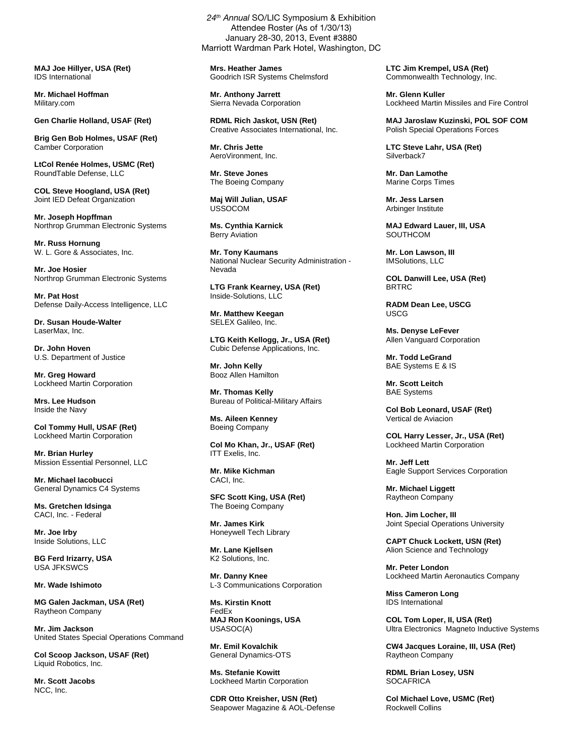*24[th] Annual* SO/LIC Symposium & Exhibition
Attendee Roster (As of 1/30/13)
January 28-30, 2013, Event #3880
Marriott Wardman Park Hotel, Washington, DC

**MAJ Joe Hillyer, USA (Ret)**
IDS International

**Mr. Michael Hoffman**
Military.com

**Gen Charlie Holland, USAF (Ret)**

**Brig Gen Bob Holmes, USAF (Ret)**
Camber Corporation

**LtCol Renée Holmes, USMC (Ret)**
RoundTable Defense, LLC

**COL Steve Hoogland, USA (Ret)**
Joint IED Defeat Organization

**Mr. Joseph Hopffman**
Northrop Grumman Electronic Systems

**Mr. Russ Hornung**
W. L. Gore & Associates, Inc.

**Mr. Joe Hosier**
Northrop Grumman Electronic Systems

**Mr. Pat Host**
Defense Daily-Access Intelligence, LLC

**Dr. Susan Houde-Walter**
LaserMax, Inc.

**Dr. John Hoven**
U.S. Department of Justice

**Mr. Greg Howard**
Lockheed Martin Corporation

**Mrs. Lee Hudson**
Inside the Navy

**Col Tommy Hull, USAF (Ret)**
Lockheed Martin Corporation

**Mr. Brian Hurley**
Mission Essential Personnel, LLC

**Mr. Michael Iacobucci**
General Dynamics C4 Systems

**Ms. Gretchen Idsinga**
CACI, Inc. - Federal

**Mr. Joe Irby**
Inside Solutions, LLC

**BG Ferd Irizarry, USA**
USA JFKSWCS

**Mr. Wade Ishimoto**

**MG Galen Jackman, USA (Ret)**
Raytheon Company

**Mr. Jim Jackson**
United States Special Operations Command

**Col Scoop Jackson, USAF (Ret)**
Liquid Robotics, Inc.

**Mr. Scott Jacobs**
NCC, Inc.

**Mrs. Heather James**
Goodrich ISR Systems Chelmsford

**Mr. Anthony Jarrett**
Sierra Nevada Corporation

**RDML Rich Jaskot, USN (Ret)**
Creative Associates International, Inc.

**Mr. Chris Jette**
AeroVironment, Inc.

**Mr. Steve Jones**
The Boeing Company

**Maj Will Julian, USAF**
USSOCOM

**Ms. Cynthia Karnick**
Berry Aviation

**Mr. Tony Kaumans**
National Nuclear Security Administration - Nevada

**LTG Frank Kearney, USA (Ret)**
Inside-Solutions, LLC

**Mr. Matthew Keegan**
SELEX Galileo, Inc.

**LTG Keith Kellogg, Jr., USA (Ret)**
Cubic Defense Applications, Inc.

**Mr. John Kelly**
Booz Allen Hamilton

**Mr. Thomas Kelly**
Bureau of Political-Military Affairs

**Ms. Aileen Kenney**
Boeing Company

**Col Mo Khan, Jr., USAF (Ret)**
ITT Exelis, Inc.

**Mr. Mike Kichman**
CACI, Inc.

**SFC Scott King, USA (Ret)**
The Boeing Company

**Mr. James Kirk**
Honeywell Tech Library

**Mr. Lane Kjellsen**
K2 Solutions, Inc.

**Mr. Danny Knee**
L-3 Communications Corporation

**Ms. Kirstin Knott**
FedEx

**MAJ Ron Koonings, USA**
USASOC(A)

**Mr. Emil Kovalchik**
General Dynamics-OTS

**Ms. Stefanie Kowitt**
Lockheed Martin Corporation

**CDR Otto Kreisher, USN (Ret)**
Seapower Magazine & AOL-Defense

**LTC Jim Krempel, USA (Ret)**
Commonwealth Technology, Inc.

**Mr. Glenn Kuller**
Lockheed Martin Missiles and Fire Control

**MAJ Jaroslaw Kuzinski, POL SOF COM**
Polish Special Operations Forces

**LTC Steve Lahr, USA (Ret)**
Silverback7

**Mr. Dan Lamothe**
Marine Corps Times

**Mr. Jess Larsen**
Arbinger Institute

**MAJ Edward Lauer, III, USA**
SOUTHCOM

**Mr. Lon Lawson, III**
IMSolutions, LLC

**COL Danwill Lee, USA (Ret)**
BRTRC

**RADM Dean Lee, USCG**
USCG

**Ms. Denyse LeFever**
Allen Vanguard Corporation

**Mr. Todd LeGrand**
BAE Systems E & IS

**Mr. Scott Leitch**
BAE Systems

**Col Bob Leonard, USAF (Ret)**
Vertical de Aviacion

**COL Harry Lesser, Jr., USA (Ret)**
Lockheed Martin Corporation

**Mr. Jeff Lett**
Eagle Support Services Corporation

**Mr. Michael Liggett**
Raytheon Company

**Hon. Jim Locher, III**
Joint Special Operations University

**CAPT Chuck Lockett, USN (Ret)**
Alion Science and Technology

**Mr. Peter London**
Lockheed Martin Aeronautics Company

**Miss Cameron Long**
IDS International

**COL Tom Loper, II, USA (Ret)**
Ultra Electronics Magneto Inductive Systems

**CW4 Jacques Loraine, III, USA (Ret)**
Raytheon Company

**RDML Brian Losey, USN**
SOCAFRICA

**Col Michael Love, USMC (Ret)**
Rockwell Collins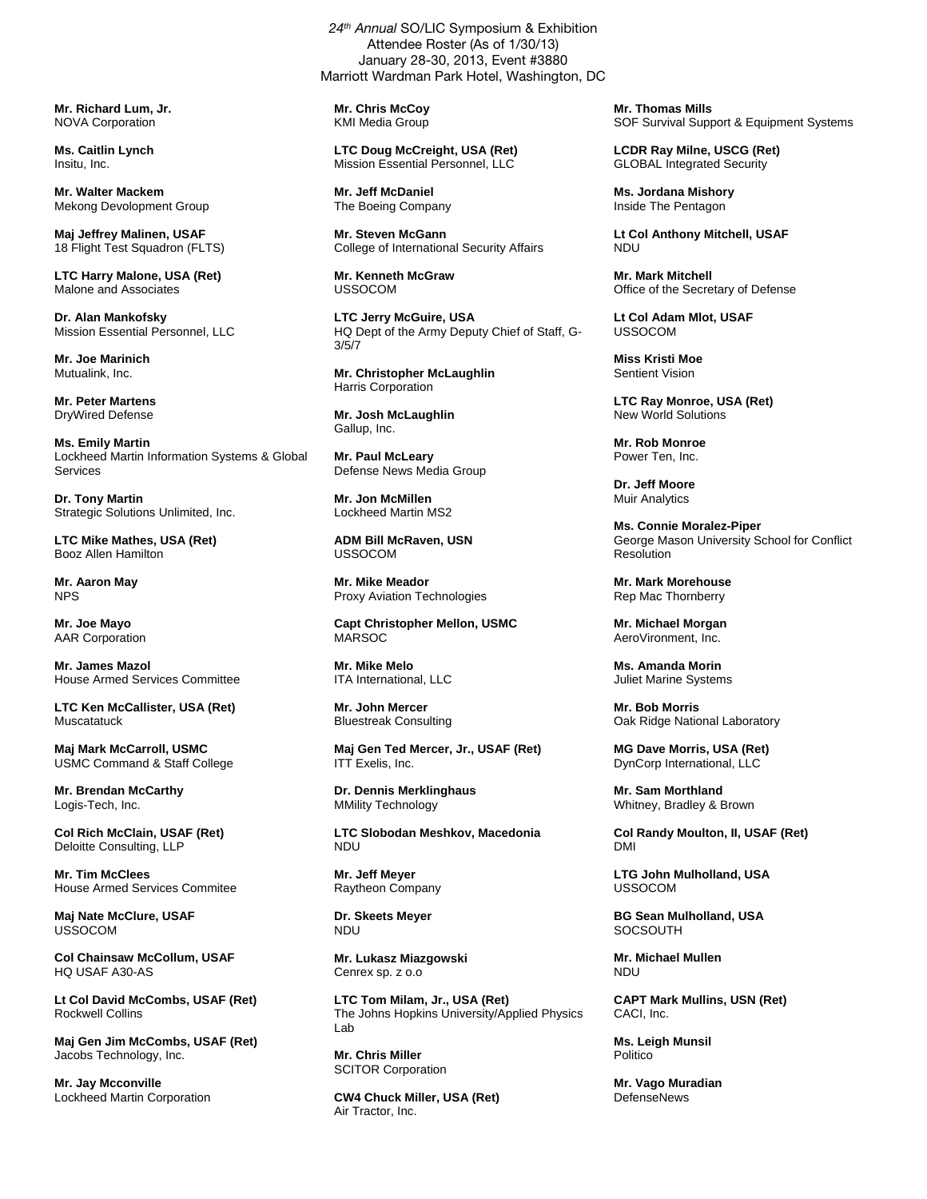*24th Annual* SO/LIC Symposium & Exhibition
Attendee Roster (As of 1/30/13)
January 28-30, 2013, Event #3880
Marriott Wardman Park Hotel, Washington, DC

**Mr. Richard Lum, Jr.**
NOVA Corporation

**Ms. Caitlin Lynch**
Insitu, Inc.

**Mr. Walter Mackem**
Mekong Devolopment Group

**Maj Jeffrey Malinen, USAF**
18 Flight Test Squadron (FLTS)

**LTC Harry Malone, USA (Ret)**
Malone and Associates

**Dr. Alan Mankofsky**
Mission Essential Personnel, LLC

**Mr. Joe Marinich**
Mutualink, Inc.

**Mr. Peter Martens**
DryWired Defense

**Ms. Emily Martin**
Lockheed Martin Information Systems & Global Services

**Dr. Tony Martin**
Strategic Solutions Unlimited, Inc.

**LTC Mike Mathes, USA (Ret)**
Booz Allen Hamilton

**Mr. Aaron May**
NPS

**Mr. Joe Mayo**
AAR Corporation

**Mr. James Mazol**
House Armed Services Committee

**LTC Ken McCallister, USA (Ret)**
Muscatatuck

**Maj Mark McCarroll, USMC**
USMC Command & Staff College

**Mr. Brendan McCarthy**
Logis-Tech, Inc.

**Col Rich McClain, USAF (Ret)**
Deloitte Consulting, LLP

**Mr. Tim McClees**
House Armed Services Commitee

**Maj Nate McClure, USAF**
USSOCOM

**Col Chainsaw McCollum, USAF**
HQ USAF A30-AS

**Lt Col David McCombs, USAF (Ret)**
Rockwell Collins

**Maj Gen Jim McCombs, USAF (Ret)**
Jacobs Technology, Inc.

**Mr. Jay Mcconville**
Lockheed Martin Corporation

**Mr. Chris McCoy**
KMI Media Group

**LTC Doug McCreight, USA (Ret)**
Mission Essential Personnel, LLC

**Mr. Jeff McDaniel**
The Boeing Company

**Mr. Steven McGann**
College of International Security Affairs

**Mr. Kenneth McGraw**
USSOCOM

**LTC Jerry McGuire, USA**
HQ Dept of the Army Deputy Chief of Staff, G-3/5/7

**Mr. Christopher McLaughlin**
Harris Corporation

**Mr. Josh McLaughlin**
Gallup, Inc.

**Mr. Paul McLeary**
Defense News Media Group

**Mr. Jon McMillen**
Lockheed Martin MS2

**ADM Bill McRaven, USN**
USSOCOM

**Mr. Mike Meador**
Proxy Aviation Technologies

**Capt Christopher Mellon, USMC**
MARSOC

**Mr. Mike Melo**
ITA International, LLC

**Mr. John Mercer**
Bluestreak Consulting

**Maj Gen Ted Mercer, Jr., USAF (Ret)**
ITT Exelis, Inc.

**Dr. Dennis Merklinghaus**
MMility Technology

**LTC Slobodan Meshkov, Macedonia**
NDU

**Mr. Jeff Meyer**
Raytheon Company

**Dr. Skeets Meyer**
NDU

**Mr. Lukasz Miazgowski**
Cenrex sp. z o.o

**LTC Tom Milam, Jr., USA (Ret)**
The Johns Hopkins University/Applied Physics Lab

**Mr. Chris Miller**
SCITOR Corporation

**CW4 Chuck Miller, USA (Ret)**
Air Tractor, Inc.

**Mr. Thomas Mills**
SOF Survival Support & Equipment Systems

**LCDR Ray Milne, USCG (Ret)**
GLOBAL Integrated Security

**Ms. Jordana Mishory**
Inside The Pentagon

**Lt Col Anthony Mitchell, USAF**
NDU

**Mr. Mark Mitchell**
Office of the Secretary of Defense

**Lt Col Adam Mlot, USAF**
USSOCOM

**Miss Kristi Moe**
Sentient Vision

**LTC Ray Monroe, USA (Ret)**
New World Solutions

**Mr. Rob Monroe**
Power Ten, Inc.

**Dr. Jeff Moore**
Muir Analytics

**Ms. Connie Moralez-Piper**
George Mason University School for Conflict Resolution

**Mr. Mark Morehouse**
Rep Mac Thornberry

**Mr. Michael Morgan**
AeroVironment, Inc.

**Ms. Amanda Morin**
Juliet Marine Systems

**Mr. Bob Morris**
Oak Ridge National Laboratory

**MG Dave Morris, USA (Ret)**
DynCorp International, LLC

**Mr. Sam Morthland**
Whitney, Bradley & Brown

**Col Randy Moulton, II, USAF (Ret)**
DMI

**LTG John Mulholland, USA**
USSOCOM

**BG Sean Mulholland, USA**
SOCSOUTH

**Mr. Michael Mullen**
NDU

**CAPT Mark Mullins, USN (Ret)**
CACI, Inc.

**Ms. Leigh Munsil**
Politico

**Mr. Vago Muradian**
DefenseNews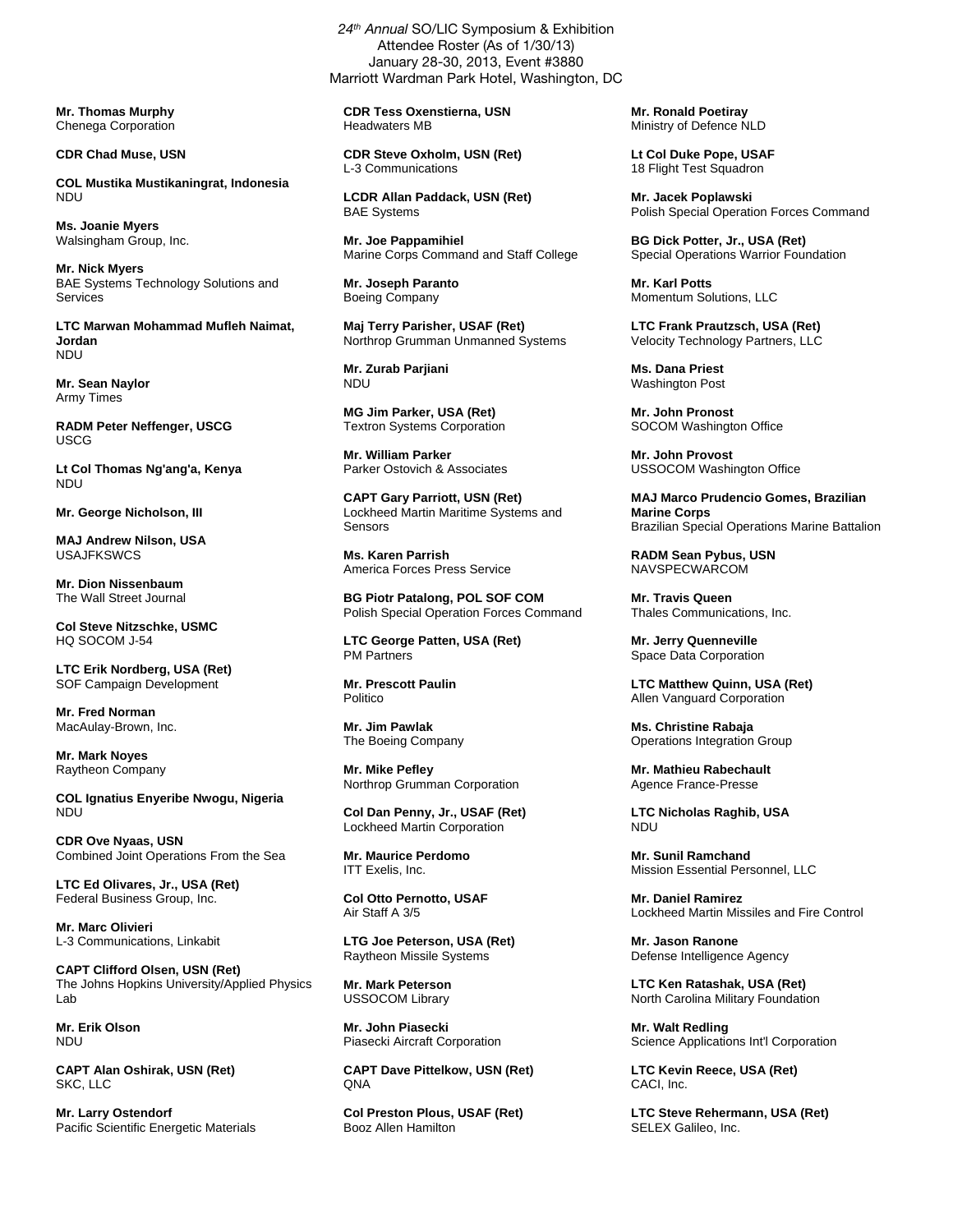*24th Annual* SO/LIC Symposium & Exhibition
Attendee Roster (As of 1/30/13)
January 28-30, 2013, Event #3880
Marriott Wardman Park Hotel, Washington, DC

**Mr. Thomas Murphy**
Chenega Corporation

**CDR Chad Muse, USN**

**COL Mustika Mustikaningrat, Indonesia**
NDU

**Ms. Joanie Myers**
Walsingham Group, Inc.

**Mr. Nick Myers**
BAE Systems Technology Solutions and Services

**LTC Marwan Mohammad Mufleh Naimat, Jordan**
NDU

**Mr. Sean Naylor**
Army Times

**RADM Peter Neffenger, USCG**
USCG

**Lt Col Thomas Ng'ang'a, Kenya**
NDU

**Mr. George Nicholson, III**

**MAJ Andrew Nilson, USA**
USAJFKSWCS

**Mr. Dion Nissenbaum**
The Wall Street Journal

**Col Steve Nitzschke, USMC**
HQ SOCOM J-54

**LTC Erik Nordberg, USA (Ret)**
SOF Campaign Development

**Mr. Fred Norman**
MacAulay-Brown, Inc.

**Mr. Mark Noyes**
Raytheon Company

**COL Ignatius Enyeribe Nwogu, Nigeria**
NDU

**CDR Ove Nyaas, USN**
Combined Joint Operations From the Sea

**LTC Ed Olivares, Jr., USA (Ret)**
Federal Business Group, Inc.

**Mr. Marc Olivieri**
L-3 Communications, Linkabit

**CAPT Clifford Olsen, USN (Ret)**
The Johns Hopkins University/Applied Physics Lab

**Mr. Erik Olson**
NDU

**CAPT Alan Oshirak, USN (Ret)**
SKC, LLC

**Mr. Larry Ostendorf**
Pacific Scientific Energetic Materials

**CDR Tess Oxenstierna, USN**
Headwaters MB

**CDR Steve Oxholm, USN (Ret)**
L-3 Communications

**LCDR Allan Paddack, USN (Ret)**
BAE Systems

**Mr. Joe Pappamihiel**
Marine Corps Command and Staff College

**Mr. Joseph Paranto**
Boeing Company

**Maj Terry Parisher, USAF (Ret)**
Northrop Grumman Unmanned Systems

**Mr. Zurab Parjiani**
NDU

**MG Jim Parker, USA (Ret)**
Textron Systems Corporation

**Mr. William Parker**
Parker Ostovich & Associates

**CAPT Gary Parriott, USN (Ret)**
Lockheed Martin Maritime Systems and Sensors

**Ms. Karen Parrish**
America Forces Press Service

**BG Piotr Patalong, POL SOF COM**
Polish Special Operation Forces Command

**LTC George Patten, USA (Ret)**
PM Partners

**Mr. Prescott Paulin**
Politico

**Mr. Jim Pawlak**
The Boeing Company

**Mr. Mike Pefley**
Northrop Grumman Corporation

**Col Dan Penny, Jr., USAF (Ret)**
Lockheed Martin Corporation

**Mr. Maurice Perdomo**
ITT Exelis, Inc.

**Col Otto Pernotto, USAF**
Air Staff A 3/5

**LTG Joe Peterson, USA (Ret)**
Raytheon Missile Systems

**Mr. Mark Peterson**
USSOCOM Library

**Mr. John Piasecki**
Piasecki Aircraft Corporation

**CAPT Dave Pittelkow, USN (Ret)**
QNA

**Col Preston Plous, USAF (Ret)**
Booz Allen Hamilton

**Mr. Ronald Poetiray**
Ministry of Defence NLD

**Lt Col Duke Pope, USAF**
18 Flight Test Squadron

**Mr. Jacek Poplawski**
Polish Special Operation Forces Command

**BG Dick Potter, Jr., USA (Ret)**
Special Operations Warrior Foundation

**Mr. Karl Potts**
Momentum Solutions, LLC

**LTC Frank Prautzsch, USA (Ret)**
Velocity Technology Partners, LLC

**Ms. Dana Priest**
Washington Post

**Mr. John Pronost**
SOCOM Washington Office

**Mr. John Provost**
USSOCOM Washington Office

**MAJ Marco Prudencio Gomes, Brazilian Marine Corps**
Brazilian Special Operations Marine Battalion

**RADM Sean Pybus, USN**
NAVSPECWARCOM

**Mr. Travis Queen**
Thales Communications, Inc.

**Mr. Jerry Quenneville**
Space Data Corporation

**LTC Matthew Quinn, USA (Ret)**
Allen Vanguard Corporation

**Ms. Christine Rabaja**
Operations Integration Group

**Mr. Mathieu Rabechault**
Agence France-Presse

**LTC Nicholas Raghib, USA**
NDU

**Mr. Sunil Ramchand**
Mission Essential Personnel, LLC

**Mr. Daniel Ramirez**
Lockheed Martin Missiles and Fire Control

**Mr. Jason Ranone**
Defense Intelligence Agency

**LTC Ken Ratashak, USA (Ret)**
North Carolina Military Foundation

**Mr. Walt Redling**
Science Applications Int'l Corporation

**LTC Kevin Reece, USA (Ret)**
CACI, Inc.

**LTC Steve Rehermann, USA (Ret)**
SELEX Galileo, Inc.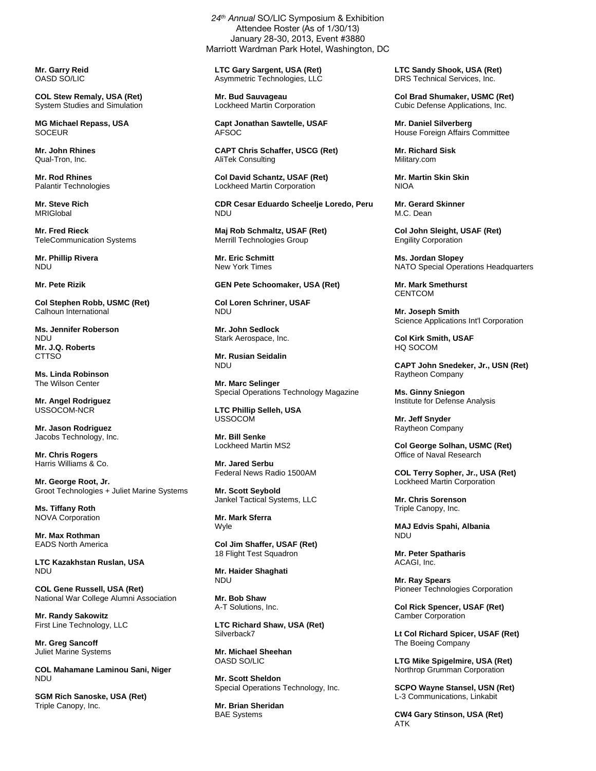*24th Annual* SO/LIC Symposium & Exhibition
Attendee Roster (As of 1/30/13)
January 28-30, 2013, Event #3880
Marriott Wardman Park Hotel, Washington, DC

**Mr. Garry Reid**
OASD SO/LIC

**COL Stew Remaly, USA (Ret)**
System Studies and Simulation

**MG Michael Repass, USA**
SOCEUR

**Mr. John Rhines**
Qual-Tron, Inc.

**Mr. Rod Rhines**
Palantir Technologies

**Mr. Steve Rich**
MRIGlobal

**Mr. Fred Rieck**
TeleCommunication Systems

**Mr. Phillip Rivera**
NDU

**Mr. Pete Rizik**

**Col Stephen Robb, USMC (Ret)**
Calhoun International

**Ms. Jennifer Roberson**
NDU

**Mr. J.Q. Roberts**
CTTSO

**Ms. Linda Robinson**
The Wilson Center

**Mr. Angel Rodriguez**
USSOCOM-NCR

**Mr. Jason Rodriguez**
Jacobs Technology, Inc.

**Mr. Chris Rogers**
Harris Williams & Co.

**Mr. George Root, Jr.**
Groot Technologies + Juliet Marine Systems

**Ms. Tiffany Roth**
NOVA Corporation

**Mr. Max Rothman**
EADS North America

**LTC Kazakhstan Ruslan, USA**
NDU

**COL Gene Russell, USA (Ret)**
National War College Alumni Association

**Mr. Randy Sakowitz**
First Line Technology, LLC

**Mr. Greg Sancoff**
Juliet Marine Systems

**COL Mahamane Laminou Sani, Niger**
NDU

**SGM Rich Sanoske, USA (Ret)**
Triple Canopy, Inc.

**LTC Gary Sargent, USA (Ret)**
Asymmetric Technologies, LLC

**Mr. Bud Sauvageau**
Lockheed Martin Corporation

**Capt Jonathan Sawtelle, USAF**
AFSOC

**CAPT Chris Schaffer, USCG (Ret)**
AliTek Consulting

**Col David Schantz, USAF (Ret)**
Lockheed Martin Corporation

**CDR Cesar Eduardo Scheelje Loredo, Peru**
NDU

**Maj Rob Schmaltz, USAF (Ret)**
Merrill Technologies Group

**Mr. Eric Schmitt**
New York Times

**GEN Pete Schoomaker, USA (Ret)**

**Col Loren Schriner, USAF**
NDU

**Mr. John Sedlock**
Stark Aerospace, Inc.

**Mr. Rusian Seidalin**
NDU

**Mr. Marc Selinger**
Special Operations Technology Magazine

**LTC Phillip Selleh, USA**
USSOCOM

**Mr. Bill Senke**
Lockheed Martin MS2

**Mr. Jared Serbu**
Federal News Radio 1500AM

**Mr. Scott Seybold**
Jankel Tactical Systems, LLC

**Mr. Mark Sferra**
Wyle

**Col Jim Shaffer, USAF (Ret)**
18 Flight Test Squadron

**Mr. Haider Shaghati**
NDU

**Mr. Bob Shaw**
A-T Solutions, Inc.

**LTC Richard Shaw, USA (Ret)**
Silverback7

**Mr. Michael Sheehan**
OASD SO/LIC

**Mr. Scott Sheldon**
Special Operations Technology, Inc.

**Mr. Brian Sheridan**
BAE Systems

**LTC Sandy Shook, USA (Ret)**
DRS Technical Services, Inc.

**Col Brad Shumaker, USMC (Ret)**
Cubic Defense Applications, Inc.

**Mr. Daniel Silverberg**
House Foreign Affairs Committee

**Mr. Richard Sisk**
Military.com

**Mr. Martin Skin Skin**
NIOA

**Mr. Gerard Skinner**
M.C. Dean

**Col John Sleight, USAF (Ret)**
Engility Corporation

**Ms. Jordan Slopey**
NATO Special Operations Headquarters

**Mr. Mark Smethurst**
CENTCOM

**Mr. Joseph Smith**
Science Applications Int'l Corporation

**Col Kirk Smith, USAF**
HQ SOCOM

**CAPT John Snedeker, Jr., USN (Ret)**
Raytheon Company

**Ms. Ginny Sniegon**
Institute for Defense Analysis

**Mr. Jeff Snyder**
Raytheon Company

**Col George Solhan, USMC (Ret)**
Office of Naval Research

**COL Terry Sopher, Jr., USA (Ret)**
Lockheed Martin Corporation

**Mr. Chris Sorenson**
Triple Canopy, Inc.

**MAJ Edvis Spahi, Albania**
NDU

**Mr. Peter Spatharis**
ACAGI, Inc.

**Mr. Ray Spears**
Pioneer Technologies Corporation

**Col Rick Spencer, USAF (Ret)**
Camber Corporation

**Lt Col Richard Spicer, USAF (Ret)**
The Boeing Company

**LTG Mike Spigelmire, USA (Ret)**
Northrop Grumman Corporation

**SCPO Wayne Stansel, USN (Ret)**
L-3 Communications, Linkabit

**CW4 Gary Stinson, USA (Ret)**
ATK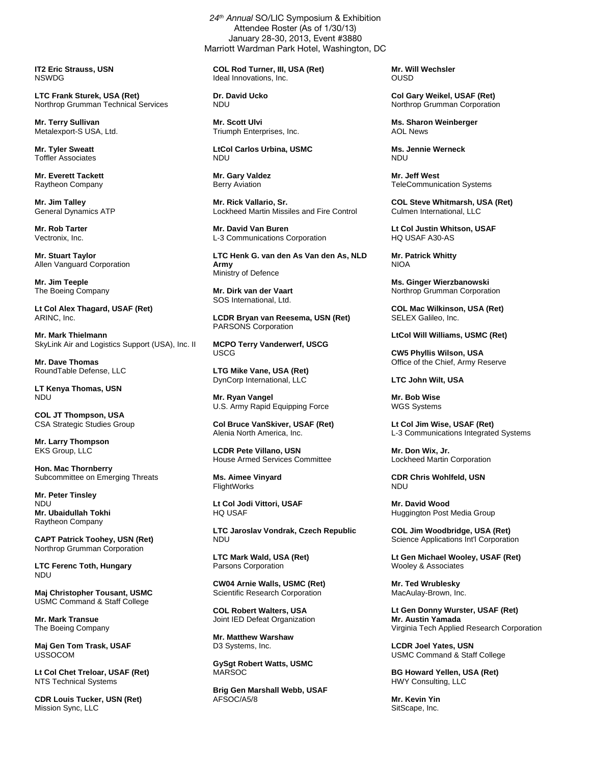*24th Annual* SO/LIC Symposium & Exhibition
Attendee Roster (As of 1/30/13)
January 28-30, 2013, Event #3880
Marriott Wardman Park Hotel, Washington, DC

**IT2 Eric Strauss, USN**
NSWDG

**LTC Frank Sturek, USA (Ret)**
Northrop Grumman Technical Services

**Mr. Terry Sullivan**
Metalexport-S USA, Ltd.

**Mr. Tyler Sweatt**
Toffler Associates

**Mr. Everett Tackett**
Raytheon Company

**Mr. Jim Talley**
General Dynamics ATP

**Mr. Rob Tarter**
Vectronix, Inc.

**Mr. Stuart Taylor**
Allen Vanguard Corporation

**Mr. Jim Teeple**
The Boeing Company

**Lt Col Alex Thagard, USAF (Ret)**
ARINC, Inc.

**Mr. Mark Thielmann**
SkyLink Air and Logistics Support (USA), Inc. II

**Mr. Dave Thomas**
RoundTable Defense, LLC

**LT Kenya Thomas, USN**
NDU

**COL JT Thompson, USA**
CSA Strategic Studies Group

**Mr. Larry Thompson**
EKS Group, LLC

**Hon. Mac Thornberry**
Subcommittee on Emerging Threats

**Mr. Peter Tinsley**
NDU

**Mr. Ubaidullah Tokhi**
Raytheon Company

**CAPT Patrick Toohey, USN (Ret)**
Northrop Grumman Corporation

**LTC Ferenc Toth, Hungary**
NDU

**Maj Christopher Tousant, USMC**
USMC Command & Staff College

**Mr. Mark Transue**
The Boeing Company

**Maj Gen Tom Trask, USAF**
USSOCOM

**Lt Col Chet Treloar, USAF (Ret)**
NTS Technical Systems

**CDR Louis Tucker, USN (Ret)**
Mission Sync, LLC

**COL Rod Turner, III, USA (Ret)**
Ideal Innovations, Inc.

**Dr. David Ucko**
NDU

**Mr. Scott Ulvi**
Triumph Enterprises, Inc.

**LtCol Carlos Urbina, USMC**
NDU

**Mr. Gary Valdez**
Berry Aviation

**Mr. Rick Vallario, Sr.**
Lockheed Martin Missiles and Fire Control

**Mr. David Van Buren**
L-3 Communications Corporation

**LTC Henk G. van den As Van den As, NLD Army**
Ministry of Defence

**Mr. Dirk van der Vaart**
SOS International, Ltd.

**LCDR Bryan van Reesema, USN (Ret)**
PARSONS Corporation

**MCPO Terry Vanderwerf, USCG**
USCG

**LTG Mike Vane, USA (Ret)**
DynCorp International, LLC

**Mr. Ryan Vangel**
U.S. Army Rapid Equipping Force

**Col Bruce VanSkiver, USAF (Ret)**
Alenia North America, Inc.

**LCDR Pete Villano, USN**
House Armed Services Committee

**Ms. Aimee Vinyard**
FlightWorks

**Lt Col Jodi Vittori, USAF**
HQ USAF

**LTC Jaroslav Vondrak, Czech Republic**
NDU

**LTC Mark Wald, USA (Ret)**
Parsons Corporation

**CW04 Arnie Walls, USMC (Ret)**
Scientific Research Corporation

**COL Robert Walters, USA**
Joint IED Defeat Organization

**Mr. Matthew Warshaw**
D3 Systems, Inc.

**GySgt Robert Watts, USMC**
MARSOC

**Brig Gen Marshall Webb, USAF**
AFSOC/A5/8

**Mr. Will Wechsler**
OUSD

**Col Gary Weikel, USAF (Ret)**
Northrop Grumman Corporation

**Ms. Sharon Weinberger**
AOL News

**Ms. Jennie Werneck**
NDU

**Mr. Jeff West**
TeleCommunication Systems

**COL Steve Whitmarsh, USA (Ret)**
Culmen International, LLC

**Lt Col Justin Whitson, USAF**
HQ USAF A30-AS

**Mr. Patrick Whitty**
NIOA

**Ms. Ginger Wierzbanowski**
Northrop Grumman Corporation

**COL Mac Wilkinson, USA (Ret)**
SELEX Galileo, Inc.

**LtCol Will Williams, USMC (Ret)**

**CW5 Phyllis Wilson, USA**
Office of the Chief, Army Reserve

**LTC John Wilt, USA**

**Mr. Bob Wise**
WGS Systems

**Lt Col Jim Wise, USAF (Ret)**
L-3 Communications Integrated Systems

**Mr. Don Wix, Jr.**
Lockheed Martin Corporation

**CDR Chris Wohlfeld, USN**
NDU

**Mr. David Wood**
Huggington Post Media Group

**COL Jim Woodbridge, USA (Ret)**
Science Applications Int'l Corporation

**Lt Gen Michael Wooley, USAF (Ret)**
Wooley & Associates

**Mr. Ted Wrublesky**
MacAulay-Brown, Inc.

**Lt Gen Donny Wurster, USAF (Ret)**

**Mr. Austin Yamada**
Virginia Tech Applied Research Corporation

**LCDR Joel Yates, USN**
USMC Command & Staff College

**BG Howard Yellen, USA (Ret)**
HWY Consulting, LLC

**Mr. Kevin Yin**
SitScape, Inc.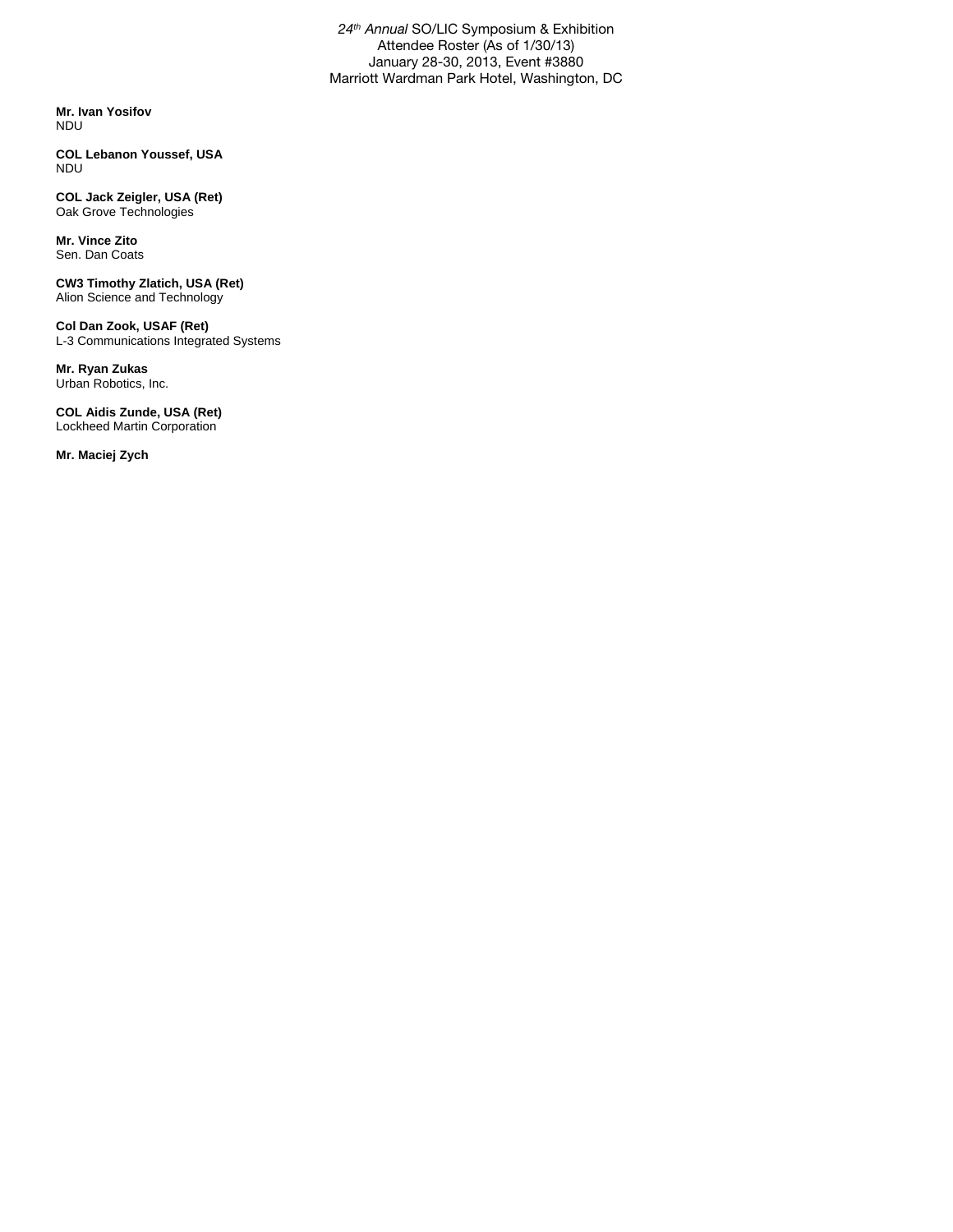**Mr. Ivan Yosifov**
NDU

**COL Lebanon Youssef, USA**
NDU

**COL Jack Zeigler, USA (Ret)**
Oak Grove Technologies

**Mr. Vince Zito**
Sen. Dan Coats

**CW3 Timothy Zlatich, USA (Ret)**
Alion Science and Technology

**Col Dan Zook, USAF (Ret)**
L-3 Communications Integrated Systems

**Mr. Ryan Zukas**
Urban Robotics, Inc.

**COL Aidis Zunde, USA (Ret)**
Lockheed Martin Corporation

**Mr. Maciej Zych**